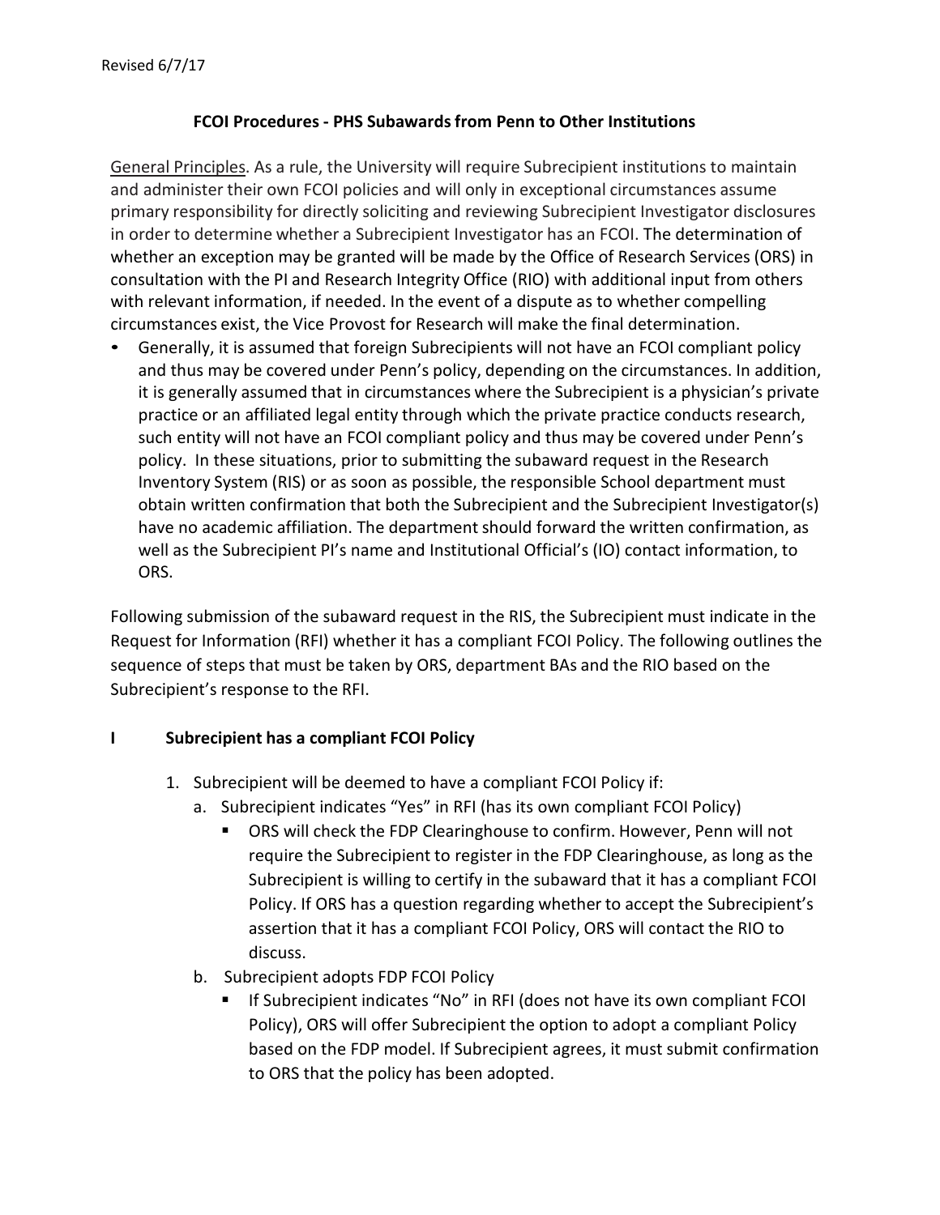Revised 6/7/17

## FCOI Procedures - PHS Subawards from Penn to Other Institutions

General Principles. As a rule, the University will require Subrecipient institutions to maintain and administer their own FCOI policies and will only in exceptional circumstances assume primary responsibility for directly soliciting and reviewing Subrecipient Investigator disclosures in order to determine whether a Subrecipient Investigator has an FCOI. The determination of whether an exception may be granted will be made by the Office of Research Services (ORS) in consultation with the PI and Research Integrity Office (RIO) with additional input from others with relevant information, if needed. In the event of a dispute as to whether compelling circumstances exist, the Vice Provost for Research will make the final determination.

- Generally, it is assumed that foreign Subrecipients will not have an FCOI compliant policy and thus may be covered under Penn's policy, depending on the circumstances. In addition, it is generally assumed that in circumstances where the Subrecipient is a physician's private practice or an affiliated legal entity through which the private practice conducts research, such entity will not have an FCOI compliant policy and thus may be covered under Penn's policy. In these situations, prior to submitting the subaward request in the Research Inventory System (RIS) or as soon as possible, the responsible School department must obtain written confirmation that both the Subrecipient and the Subrecipient Investigator(s) have no academic affiliation. The department should forward the written confirmation, as well as the Subrecipient PI's name and Institutional Official's (IO) contact information, to ORS.

Following submission of the subaward request in the RIS, the Subrecipient must indicate in the Request for Information (RFI) whether it has a compliant FCOI Policy. The following outlines the sequence of steps that must be taken by ORS, department BAs and the RIO based on the Subrecipient's response to the RFI.

### I Subrecipient has a compliant FCOI Policy

1. Subrecipient will be deemed to have a compliant FCOI Policy if:
   a. Subrecipient indicates "Yes" in RFI (has its own compliant FCOI Policy)
      - ORS will check the FDP Clearinghouse to confirm. However, Penn will not require the Subrecipient to register in the FDP Clearinghouse, as long as the Subrecipient is willing to certify in the subaward that it has a compliant FCOI Policy. If ORS has a question regarding whether to accept the Subrecipient's assertion that it has a compliant FCOI Policy, ORS will contact the RIO to discuss.

   b. Subrecipient adopts FDP FCOI Policy
      - If Subrecipient indicates "No" in RFI (does not have its own compliant FCOI Policy), ORS will offer Subrecipient the option to adopt a compliant Policy based on the FDP model. If Subrecipient agrees, it must submit confirmation to ORS that the policy has been adopted.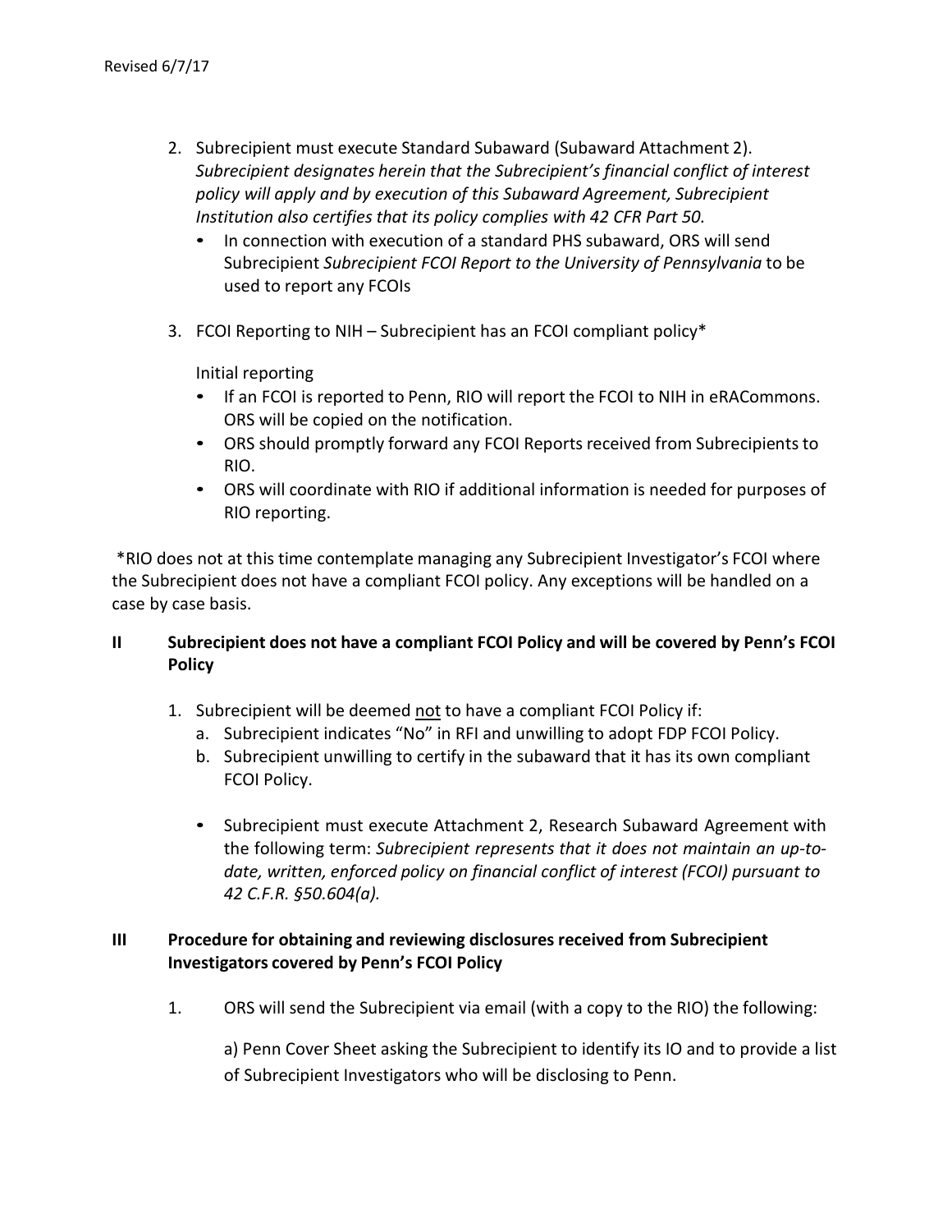2. Subrecipient must execute Standard Subaward (Subaward Attachment 2). *Subrecipient designates herein that the Subrecipient's financial conflict of interest policy will apply and by execution of this Subaward Agreement, Subrecipient Institution also certifies that its policy complies with 42 CFR Part 50.*
   - In connection with execution of a standard PHS subaward, ORS will send Subrecipient *Subrecipient FCOI Report to the University of Pennsylvania* to be used to report any FCOIs

3. FCOI Reporting to NIH – Subrecipient has an FCOI compliant policy*

   Initial reporting
   - If an FCOI is reported to Penn, RIO will report the FCOI to NIH in eRACommons. ORS will be copied on the notification.
   - ORS should promptly forward any FCOI Reports received from Subrecipients to RIO.
   - ORS will coordinate with RIO if additional information is needed for purposes of RIO reporting.

*RIO does not at this time contemplate managing any Subrecipient Investigator's FCOI where the Subrecipient does not have a compliant FCOI policy. Any exceptions will be handled on a case by case basis.

## II Subrecipient does not have a compliant FCOI Policy and will be covered by Penn's FCOI Policy

1. Subrecipient will be deemed <u>not</u> to have a compliant FCOI Policy if:
   a. Subrecipient indicates "No" in RFI and unwilling to adopt FDP FCOI Policy.
   b. Subrecipient unwilling to certify in the subaward that it has its own compliant FCOI Policy.

   - Subrecipient must execute Attachment 2, Research Subaward Agreement with the following term: *Subrecipient represents that it does not maintain an up-to-date, written, enforced policy on financial conflict of interest (FCOI) pursuant to 42 C.F.R. §50.604(a).*

## III Procedure for obtaining and reviewing disclosures received from Subrecipient Investigators covered by Penn's FCOI Policy

1. ORS will send the Subrecipient via email (with a copy to the RIO) the following:

   a) Penn Cover Sheet asking the Subrecipient to identify its IO and to provide a list of Subrecipient Investigators who will be disclosing to Penn.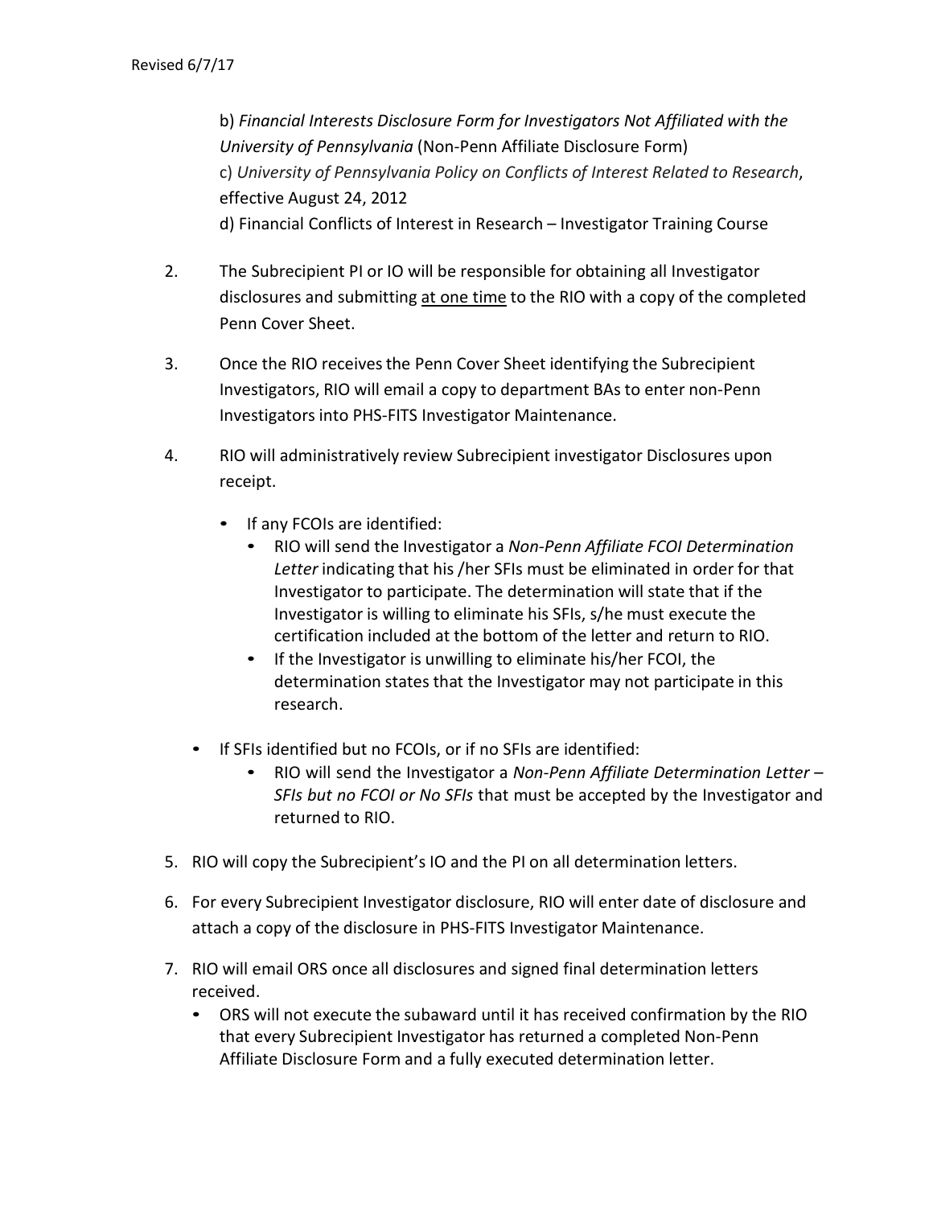b) *Financial Interests Disclosure Form for Investigators Not Affiliated with the University of Pennsylvania* (Non-Penn Affiliate Disclosure Form)
c) *University of Pennsylvania Policy on Conflicts of Interest Related to Research*, effective August 24, 2012
d) Financial Conflicts of Interest in Research – Investigator Training Course

2. The Subrecipient PI or IO will be responsible for obtaining all Investigator disclosures and submitting <u>at one time</u> to the RIO with a copy of the completed Penn Cover Sheet.

3. Once the RIO receives the Penn Cover Sheet identifying the Subrecipient Investigators, RIO will email a copy to department BAs to enter non-Penn Investigators into PHS-FITS Investigator Maintenance.

4. RIO will administratively review Subrecipient investigator Disclosures upon receipt.
   - If any FCOIs are identified:
     - RIO will send the Investigator a *Non-Penn Affiliate FCOI Determination Letter* indicating that his /her SFIs must be eliminated in order for that Investigator to participate. The determination will state that if the Investigator is willing to eliminate his SFIs, s/he must execute the certification included at the bottom of the letter and return to RIO.
     - If the Investigator is unwilling to eliminate his/her FCOI, the determination states that the Investigator may not participate in this research.
   - If SFIs identified but no FCOIs, or if no SFIs are identified:
     - RIO will send the Investigator a *Non-Penn Affiliate Determination Letter – SFIs but no FCOI or No SFIs* that must be accepted by the Investigator and returned to RIO.

5. RIO will copy the Subrecipient's IO and the PI on all determination letters.

6. For every Subrecipient Investigator disclosure, RIO will enter date of disclosure and attach a copy of the disclosure in PHS-FITS Investigator Maintenance.

7. RIO will email ORS once all disclosures and signed final determination letters received.
   - ORS will not execute the subaward until it has received confirmation by the RIO that every Subrecipient Investigator has returned a completed Non-Penn Affiliate Disclosure Form and a fully executed determination letter.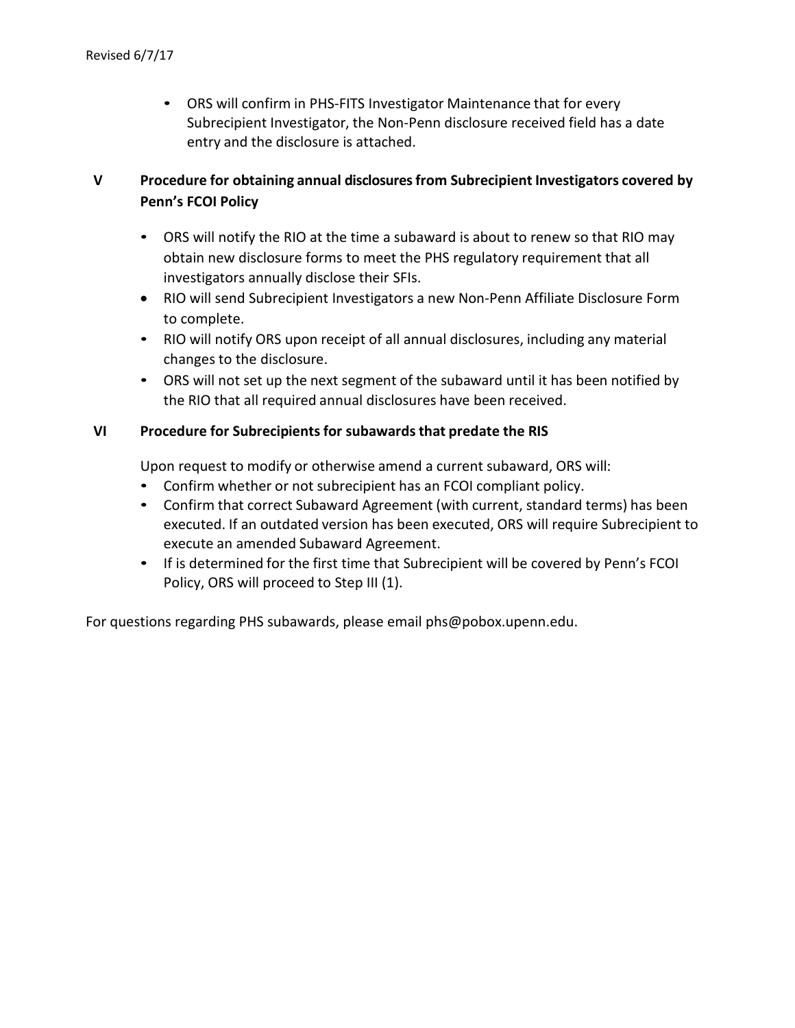- ORS will confirm in PHS-FITS Investigator Maintenance that for every Subrecipient Investigator, the Non-Penn disclosure received field has a date entry and the disclosure is attached.

## V Procedure for obtaining annual disclosures from Subrecipient Investigators covered by Penn's FCOI Policy

- ORS will notify the RIO at the time a subaward is about to renew so that RIO may obtain new disclosure forms to meet the PHS regulatory requirement that all investigators annually disclose their SFIs.
- RIO will send Subrecipient Investigators a new Non-Penn Affiliate Disclosure Form to complete.
- RIO will notify ORS upon receipt of all annual disclosures, including any material changes to the disclosure.
- ORS will not set up the next segment of the subaward until it has been notified by the RIO that all required annual disclosures have been received.

## VI Procedure for Subrecipients for subawards that predate the RIS

Upon request to modify or otherwise amend a current subaward, ORS will:

- Confirm whether or not subrecipient has an FCOI compliant policy.
- Confirm that correct Subaward Agreement (with current, standard terms) has been executed. If an outdated version has been executed, ORS will require Subrecipient to execute an amended Subaward Agreement.
- If is determined for the first time that Subrecipient will be covered by Penn's FCOI Policy, ORS will proceed to Step III (1).

For questions regarding PHS subawards, please email phs@pobox.upenn.edu.